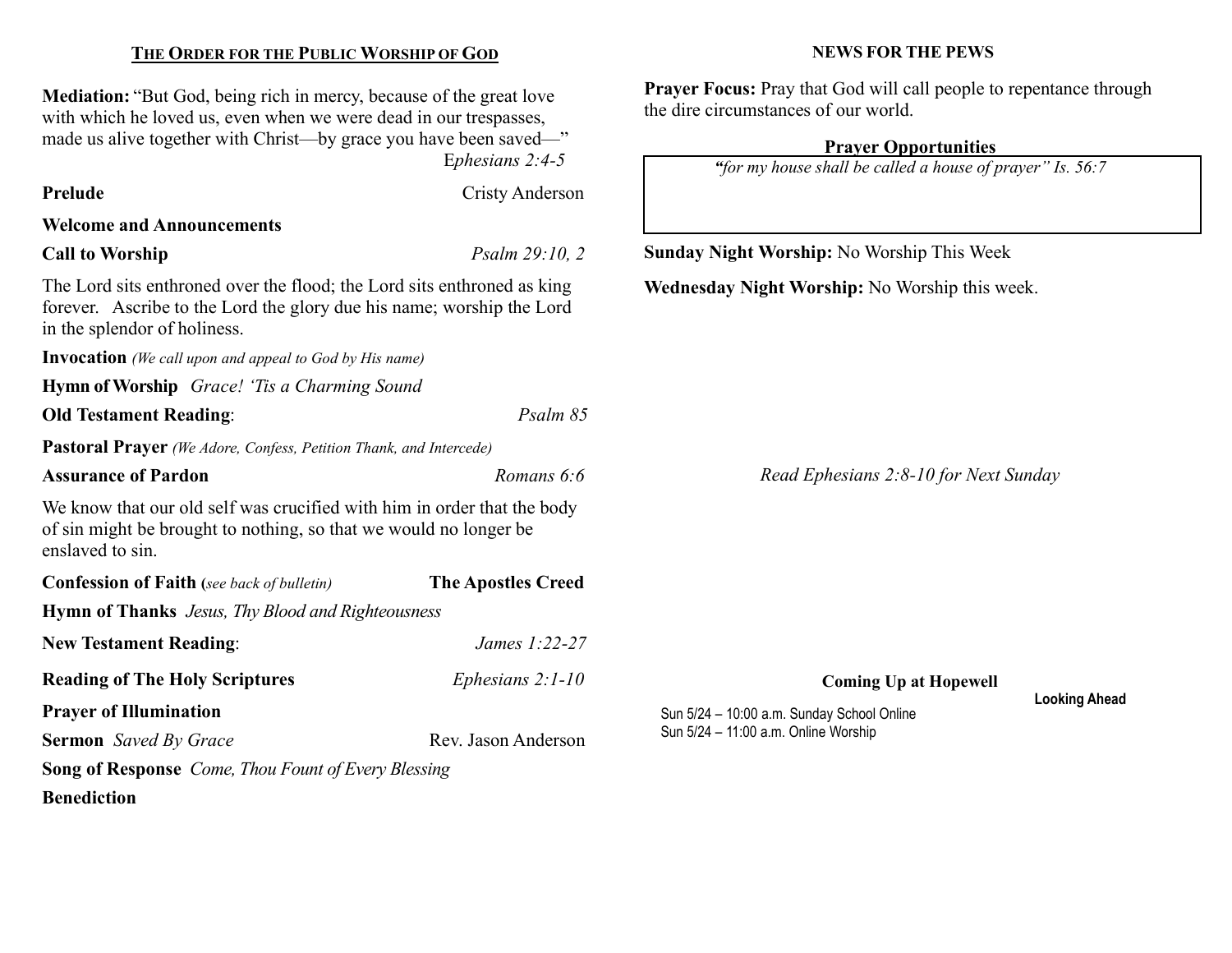## THE ORDER FOR THE PUBLIC WORSHIP OF GOD

**Mediation:** "But God, being rich in mercy, because of the great love with which he loved us, even when we were dead in our trespasses, made us alive together with Christ—by grace you have been saved—" *Ephesians 2:4-5*

**Prelude** Cristy Anderson

**Welcome and Announcements**

**Call to Worship** *Psalm 29:10, 2*

The Lord sits enthroned over the flood; the Lord sits enthroned as king forever. Ascribe to the Lord the glory due his name; worship the Lord in the splendor of holiness.

**Invocation** *(We call upon and appeal to God by His name)*

**Hymn of Worship** *Grace! 'Tis a Charming Sound*

**Old Testament Reading**: *Psalm 85*

**Pastoral Prayer** *(We Adore, Confess, Petition Thank, and Intercede)*

**Assurance of Pardon** *Romans 6:6*

We know that our old self was crucified with him in order that the body of sin might be brought to nothing, so that we would no longer be enslaved to sin.

**Confession of Faith** (*see back of bulletin*) **The Apostles Creed**

**Hymn of Thanks** *Jesus, Thy Blood and Righteousness*

**New Testament Reading**: *James 1:22-27*

**Reading of The Holy Scriptures** *Ephesians 2:1-10*

**Prayer of Illumination**

**Sermon** *Saved By Grace* Rev. Jason Anderson

**Song of Response** *Come, Thou Fount of Every Blessing*

**Benediction**

## NEWS FOR THE PEWS

**Prayer Focus:** Pray that God will call people to repentance through the dire circumstances of our world.

### Prayer Opportunities

*"for my house shall be called a house of prayer" Is. 56:7*

**Sunday Night Worship:** No Worship This Week

**Wednesday Night Worship:** No Worship this week.

*Read Ephesians 2:8-10 for Next Sunday*

### Coming Up at Hopewell

**Looking Ahead**

Sun 5/24 – 10:00 a.m. Sunday School Online
Sun 5/24 – 11:00 a.m. Online Worship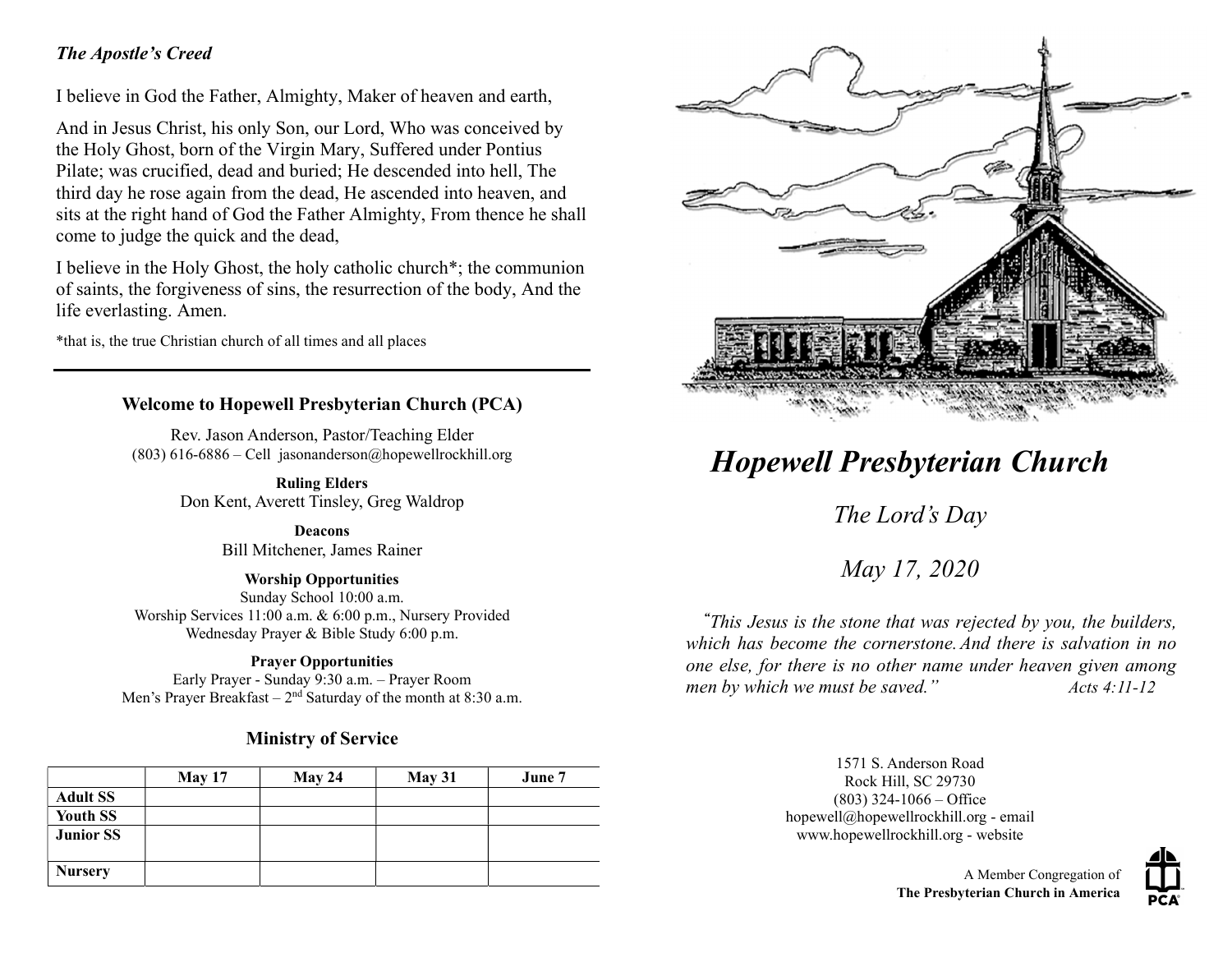*The Apostle's Creed*

I believe in God the Father, Almighty, Maker of heaven and earth,

And in Jesus Christ, his only Son, our Lord, Who was conceived by the Holy Ghost, born of the Virgin Mary, Suffered under Pontius Pilate; was crucified, dead and buried; He descended into hell, The third day he rose again from the dead, He ascended into heaven, and sits at the right hand of God the Father Almighty, From thence he shall come to judge the quick and the dead,

I believe in the Holy Ghost, the holy catholic church*; the communion of saints, the forgiveness of sins, the resurrection of the body, And the life everlasting. Amen.

*that is, the true Christian church of all times and all places

---

**Welcome to Hopewell Presbyterian Church (PCA)**

Rev. Jason Anderson, Pastor/Teaching Elder
(803) 616-6886 – Cell jasonanderson@hopewellrockhill.org

**Ruling Elders**
Don Kent, Averett Tinsley, Greg Waldrop

**Deacons**
Bill Mitchener, James Rainer

**Worship Opportunities**
Sunday School 10:00 a.m.
Worship Services 11:00 a.m. & 6:00 p.m., Nursery Provided
Wednesday Prayer & Bible Study 6:00 p.m.

**Prayer Opportunities**
Early Prayer - Sunday 9:30 a.m. – Prayer Room
Men's Prayer Breakfast – 2nd Saturday of the month at 8:30 a.m.

**Ministry of Service**

| | May 17 | May 24 | May 31 | June 7 |
|---|---|---|---|---|
| **Adult SS** | | | | |
| **Youth SS** | | | | |
| **Junior SS** | | | | |
| **Nursery** | | | | |

# *Hopewell Presbyterian Church*

*The Lord's Day*

*May 17, 2020*

*"This Jesus is the stone that was rejected by you, the builders, which has become the cornerstone. And there is salvation in no one else, for there is no other name under heaven given among men by which we must be saved."* *Acts 4:11-12*

1571 S. Anderson Road
Rock Hill, SC 29730
(803) 324-1066 – Office
hopewell@hopewellrockhill.org - email
www.hopewellrockhill.org - website

A Member Congregation of
**The Presbyterian Church in America**